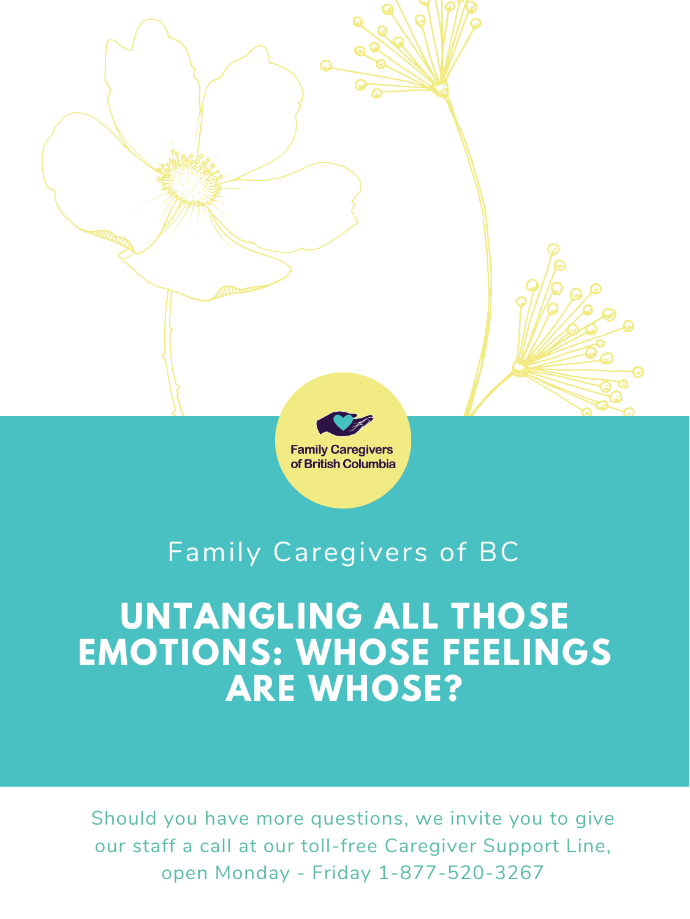Family Caregivers of British Columbia

Family Caregivers of BC

# UNTANGLING ALL THOSE EMOTIONS: WHOSE FEELINGS ARE WHOSE?

Should you have more questions, we invite you to give our staff a call at our toll-free Caregiver Support Line, open Monday - Friday 1-877-520-3267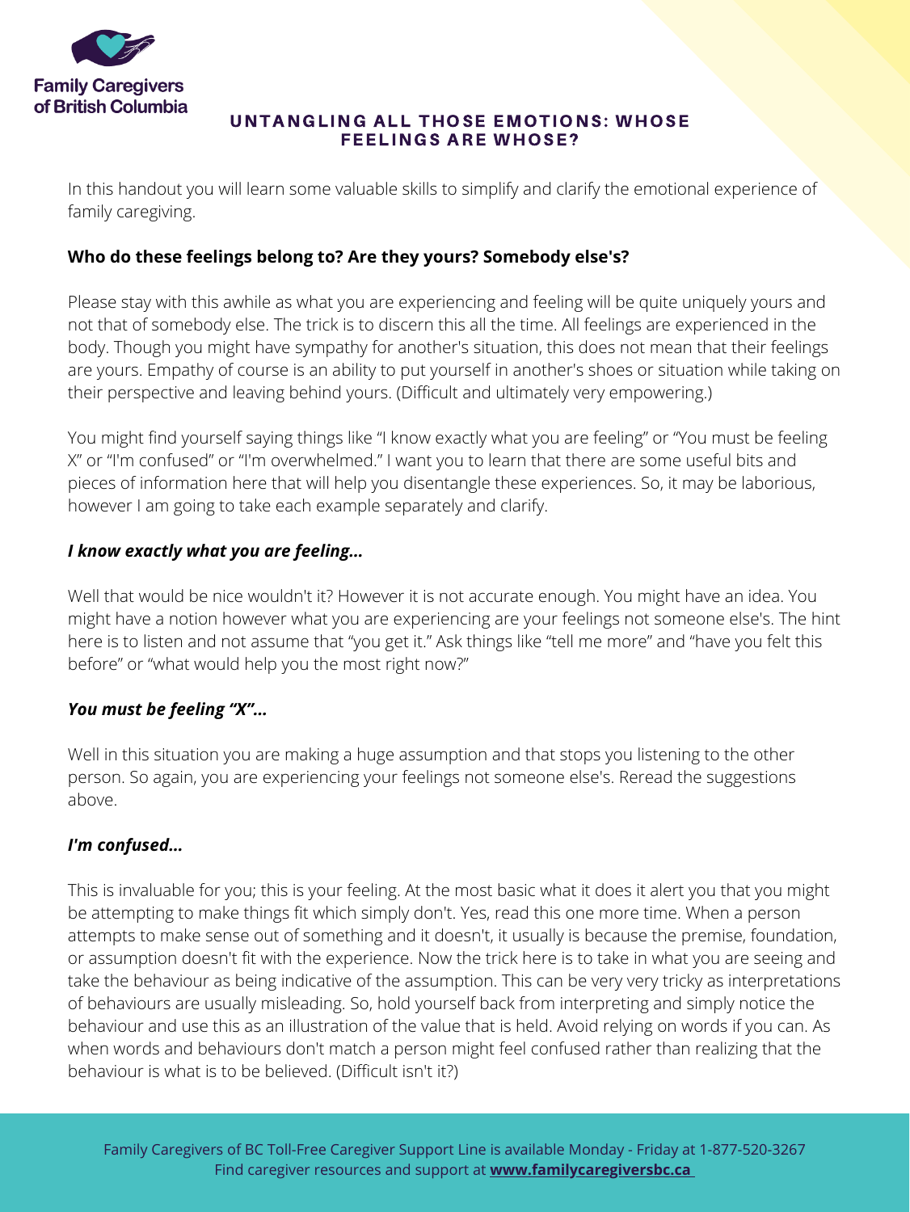## UNTANGLING ALL THOSE EMOTIONS: WHOSE FEELINGS ARE WHOSE?

In this handout you will learn some valuable skills to simplify and clarify the emotional experience of family caregiving.

**Who do these feelings belong to? Are they yours? Somebody else's?**

Please stay with this awhile as what you are experiencing and feeling will be quite uniquely yours and not that of somebody else. The trick is to discern this all the time. All feelings are experienced in the body. Though you might have sympathy for another's situation, this does not mean that their feelings are yours. Empathy of course is an ability to put yourself in another's shoes or situation while taking on their perspective and leaving behind yours. (Difficult and ultimately very empowering.)

You might find yourself saying things like "I know exactly what you are feeling" or "You must be feeling X" or "I'm confused" or "I'm overwhelmed." I want you to learn that there are some useful bits and pieces of information here that will help you disentangle these experiences. So, it may be laborious, however I am going to take each example separately and clarify.

***I know exactly what you are feeling...***

Well that would be nice wouldn't it? However it is not accurate enough. You might have an idea. You might have a notion however what you are experiencing are your feelings not someone else's. The hint here is to listen and not assume that "you get it." Ask things like "tell me more" and "have you felt this before" or "what would help you the most right now?"

***You must be feeling "X"...***

Well in this situation you are making a huge assumption and that stops you listening to the other person. So again, you are experiencing your feelings not someone else's. Reread the suggestions above.

***I'm confused...***

This is invaluable for you; this is your feeling. At the most basic what it does it alert you that you might be attempting to make things fit which simply don't. Yes, read this one more time. When a person attempts to make sense out of something and it doesn't, it usually is because the premise, foundation, or assumption doesn't fit with the experience. Now the trick here is to take in what you are seeing and take the behaviour as being indicative of the assumption. This can be very very tricky as interpretations of behaviours are usually misleading. So, hold yourself back from interpreting and simply notice the behaviour and use this as an illustration of the value that is held. Avoid relying on words if you can. As when words and behaviours don't match a person might feel confused rather than realizing that the behaviour is what is to be believed. (Difficult isn't it?)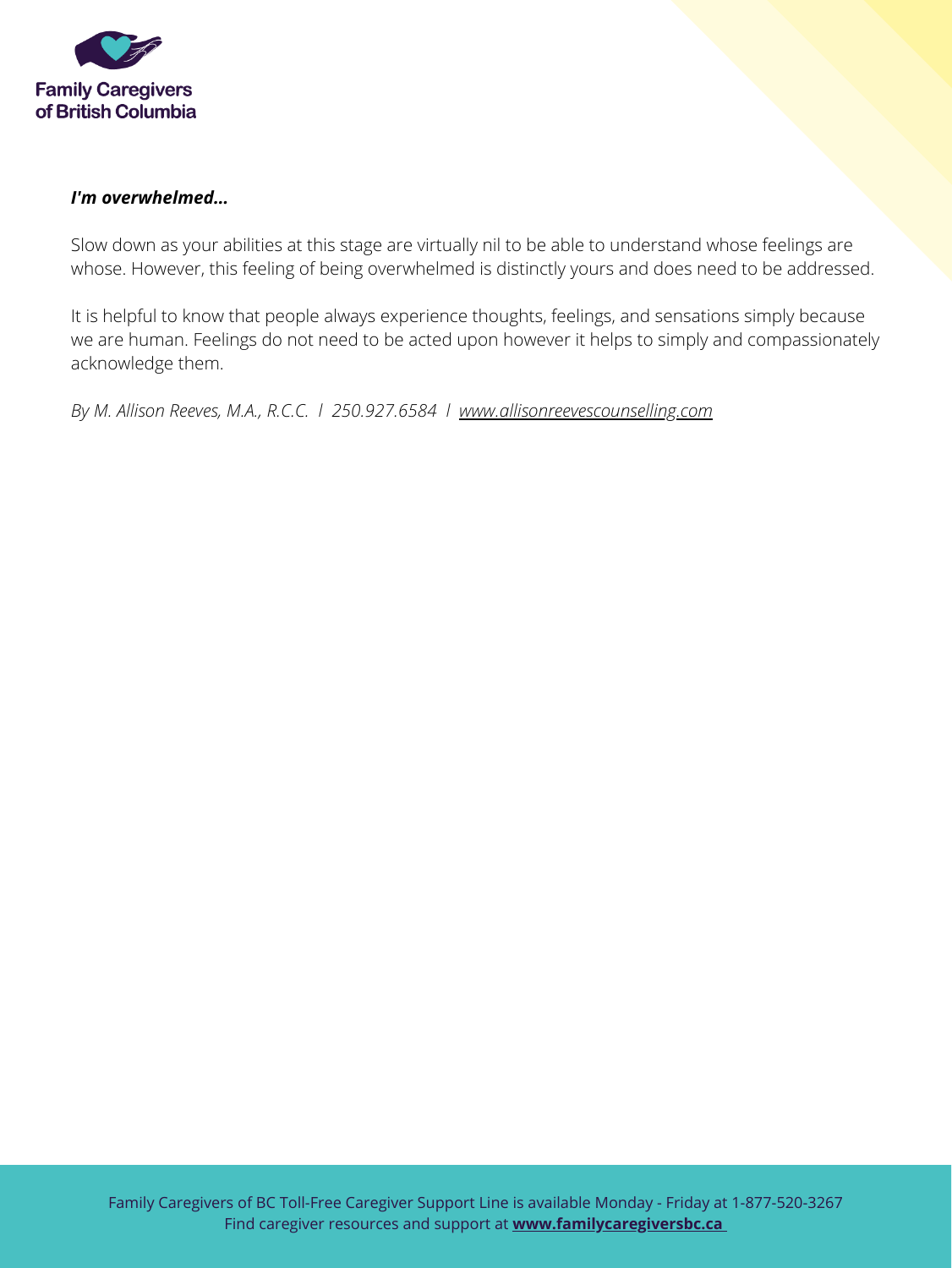***I'm overwhelmed...***

Slow down as your abilities at this stage are virtually nil to be able to understand whose feelings are whose. However, this feeling of being overwhelmed is distinctly yours and does need to be addressed.

It is helpful to know that people always experience thoughts, feelings, and sensations simply because we are human. Feelings do not need to be acted upon however it helps to simply and compassionately acknowledge them.

*By M. Allison Reeves, M.A., R.C.C. | 250.927.6584 | www.allisonreevescounselling.com*